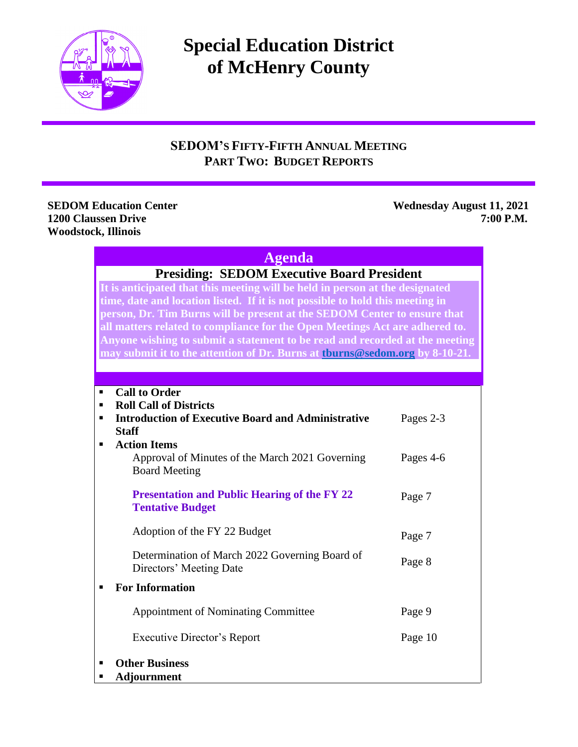# Special Education District of McHenry County

## SEDOM'S FIFTY-FIFTH ANNUAL MEETING
## PART TWO: BUDGET REPORTS

**SEDOM Education Center**
**1200 Claussen Drive**
**Woodstock, Illinois**

**Wednesday August 11, 2021**
**7:00 P.M.**

## Agenda

### Presiding: SEDOM Executive Board President

**It is anticipated that this meeting will be held in person at the designated time, date and location listed. If it is not possible to hold this meeting in person, Dr. Tim Burns will be present at the SEDOM Center to ensure that all matters related to compliance for the Open Meetings Act are adhered to. Anyone wishing to submit a statement to be read and recorded at the meeting may submit it to the attention of Dr. Burns at tburns@sedom.org by 8-10-21.**

| | |
|---|---|
| ▪ **Call to Order** | |
| ▪ **Roll Call of Districts** | |
| ▪ **Introduction of Executive Board and Administrative Staff** | Pages 2-3 |
| ▪ **Action Items** | |
| Approval of Minutes of the March 2021 Governing Board Meeting | Pages 4-6 |
| **Presentation and Public Hearing of the FY 22 Tentative Budget** | Page 7 |
| Adoption of the FY 22 Budget | Page 7 |
| Determination of March 2022 Governing Board of Directors' Meeting Date | Page 8 |
| ▪ **For Information** | |
| Appointment of Nominating Committee | Page 9 |
| Executive Director's Report | Page 10 |
| ▪ **Other Business** | |
| ▪ **Adjournment** | |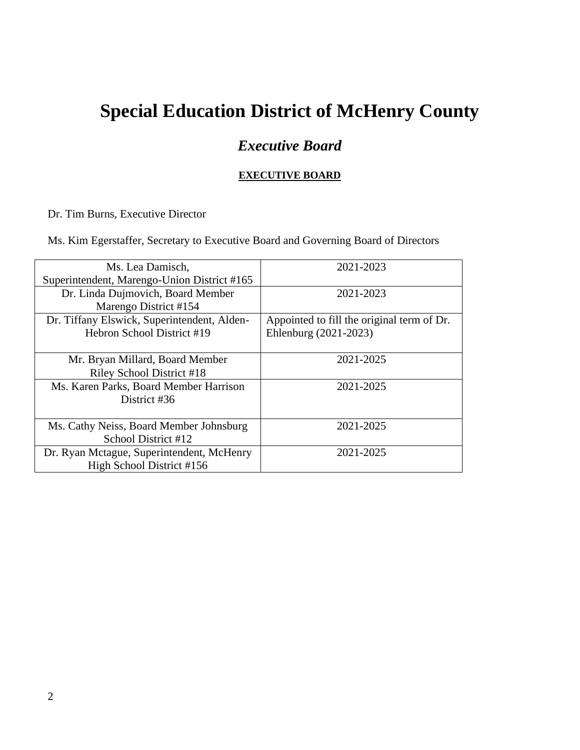# Special Education District of McHenry County

## *Executive Board*

**EXECUTIVE BOARD**

Dr. Tim Burns, Executive Director

Ms. Kim Egerstaffer, Secretary to Executive Board and Governing Board of Directors

| | |
|---|---|
| Ms. Lea Damisch, Superintendent, Marengo-Union District #165 | 2021-2023 |
| Dr. Linda Dujmovich, Board Member Marengo District #154 | 2021-2023 |
| Dr. Tiffany Elswick, Superintendent, Alden-Hebron School District #19 | Appointed to fill the original term of Dr. Ehlenburg (2021-2023) |
| Mr. Bryan Millard, Board Member Riley School District #18 | 2021-2025 |
| Ms. Karen Parks, Board Member Harrison District #36 | 2021-2025 |
| Ms. Cathy Neiss, Board Member Johnsburg School District #12 | 2021-2025 |
| Dr. Ryan Mctague, Superintendent, McHenry High School District #156 | 2021-2025 |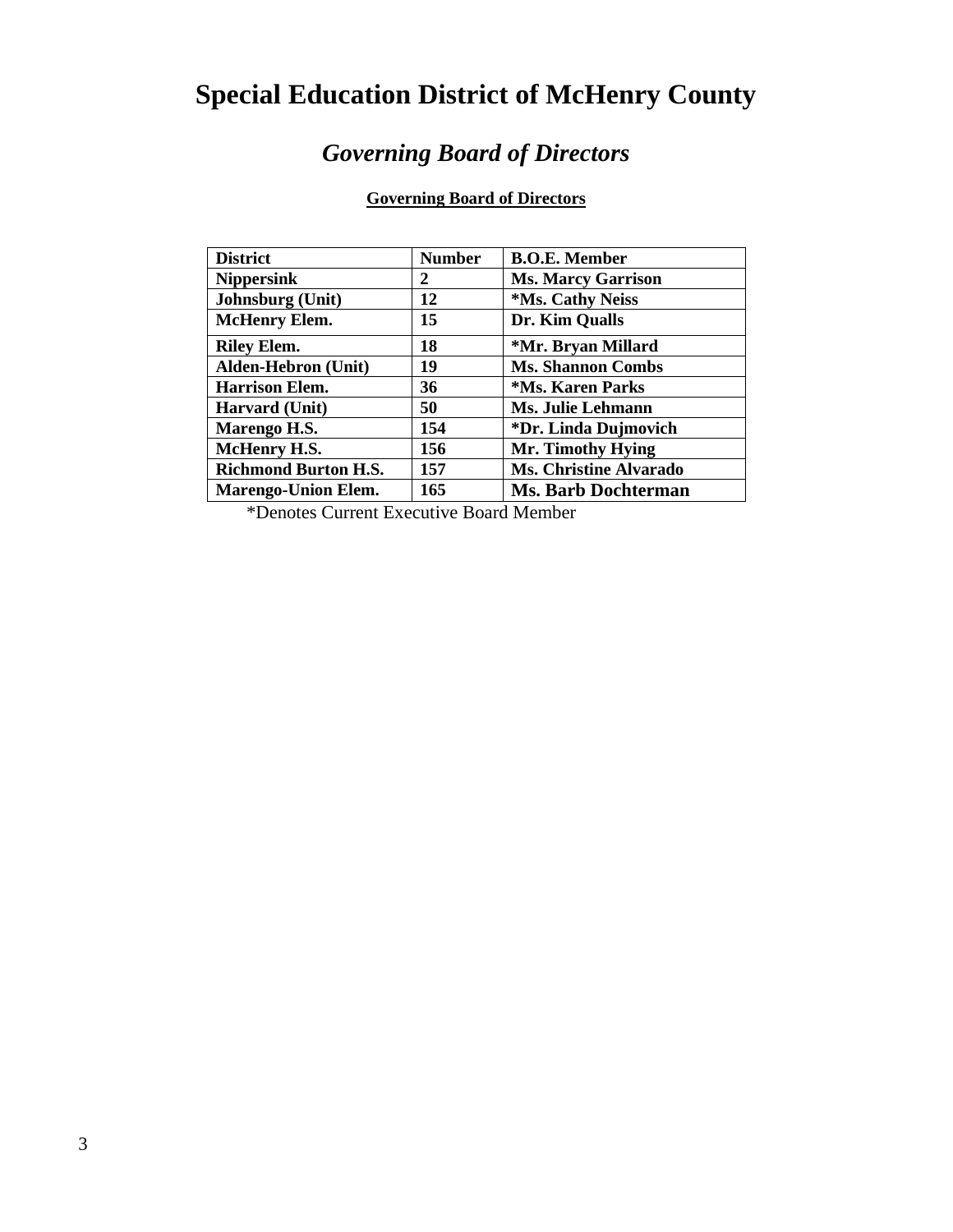# Special Education District of McHenry County

## *Governing Board of Directors*

**Governing Board of Directors**

| District | Number | B.O.E. Member |
|---|---|---|
| Nippersink | 2 | Ms. Marcy Garrison |
| Johnsburg (Unit) | 12 | *Ms. Cathy Neiss |
| McHenry Elem. | 15 | Dr. Kim Qualls |
| Riley Elem. | 18 | *Mr. Bryan Millard |
| Alden-Hebron (Unit) | 19 | Ms. Shannon Combs |
| Harrison Elem. | 36 | *Ms. Karen Parks |
| Harvard (Unit) | 50 | Ms. Julie Lehmann |
| Marengo H.S. | 154 | *Dr. Linda Dujmovich |
| McHenry H.S. | 156 | Mr. Timothy Hying |
| Richmond Burton H.S. | 157 | Ms. Christine Alvarado |
| Marengo-Union Elem. | 165 | Ms. Barb Dochterman |

*Denotes Current Executive Board Member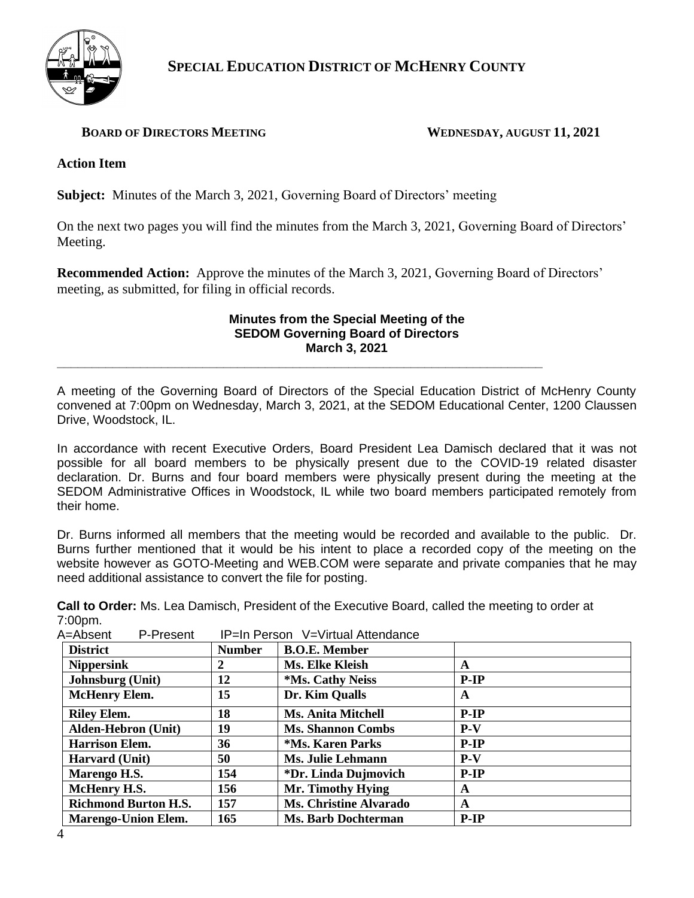# SPECIAL EDUCATION DISTRICT OF MCHENRY COUNTY

**BOARD OF DIRECTORS MEETING** **WEDNESDAY, AUGUST 11, 2021**

**Action Item**

**Subject:** Minutes of the March 3, 2021, Governing Board of Directors' meeting

On the next two pages you will find the minutes from the March 3, 2021, Governing Board of Directors' Meeting.

**Recommended Action:** Approve the minutes of the March 3, 2021, Governing Board of Directors' meeting, as submitted, for filing in official records.

**Minutes from the Special Meeting of the SEDOM Governing Board of Directors March 3, 2021**

---

A meeting of the Governing Board of Directors of the Special Education District of McHenry County convened at 7:00pm on Wednesday, March 3, 2021, at the SEDOM Educational Center, 1200 Claussen Drive, Woodstock, IL.

In accordance with recent Executive Orders, Board President Lea Damisch declared that it was not possible for all board members to be physically present due to the COVID-19 related disaster declaration. Dr. Burns and four board members were physically present during the meeting at the SEDOM Administrative Offices in Woodstock, IL while two board members participated remotely from their home.

Dr. Burns informed all members that the meeting would be recorded and available to the public. Dr. Burns further mentioned that it would be his intent to place a recorded copy of the meeting on the website however as GOTO-Meeting and WEB.COM were separate and private companies that he may need additional assistance to convert the file for posting.

**Call to Order:** Ms. Lea Damisch, President of the Executive Board, called the meeting to order at 7:00pm.

A=Absent P-Present IP=In Person V=Virtual Attendance

| District | Number | B.O.E. Member | |
|---|---|---|---|
| Nippersink | 2 | Ms. Elke Kleish | A |
| Johnsburg (Unit) | 12 | *Ms. Cathy Neiss | P-IP |
| McHenry Elem. | 15 | Dr. Kim Qualls | A |
| Riley Elem. | 18 | Ms. Anita Mitchell | P-IP |
| Alden-Hebron (Unit) | 19 | Ms. Shannon Combs | P-V |
| Harrison Elem. | 36 | *Ms. Karen Parks | P-IP |
| Harvard (Unit) | 50 | Ms. Julie Lehmann | P-V |
| Marengo H.S. | 154 | *Dr. Linda Dujmovich | P-IP |
| McHenry H.S. | 156 | Mr. Timothy Hying | A |
| Richmond Burton H.S. | 157 | Ms. Christine Alvarado | A |
| Marengo-Union Elem. | 165 | Ms. Barb Dochterman | P-IP |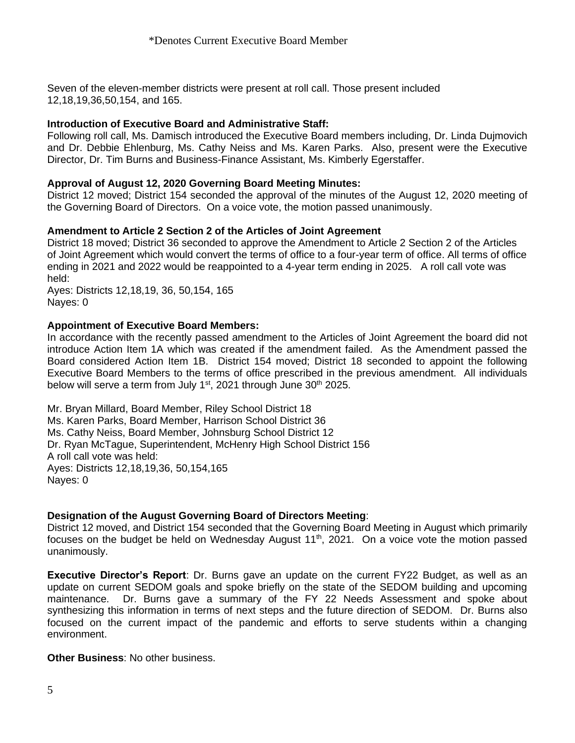*Denotes Current Executive Board Member

Seven of the eleven-member districts were present at roll call. Those present included 12,18,19,36,50,154, and 165.

**Introduction of Executive Board and Administrative Staff:**
Following roll call, Ms. Damisch introduced the Executive Board members including, Dr. Linda Dujmovich and Dr. Debbie Ehlenburg, Ms. Cathy Neiss and Ms. Karen Parks. Also, present were the Executive Director, Dr. Tim Burns and Business-Finance Assistant, Ms. Kimberly Egerstaffer.

**Approval of August 12, 2020 Governing Board Meeting Minutes:**
District 12 moved; District 154 seconded the approval of the minutes of the August 12, 2020 meeting of the Governing Board of Directors. On a voice vote, the motion passed unanimously.

**Amendment to Article 2 Section 2 of the Articles of Joint Agreement**
District 18 moved; District 36 seconded to approve the Amendment to Article 2 Section 2 of the Articles of Joint Agreement which would convert the terms of office to a four-year term of office. All terms of office ending in 2021 and 2022 would be reappointed to a 4-year term ending in 2025. A roll call vote was held:
Ayes: Districts 12,18,19, 36, 50,154, 165
Nayes: 0

**Appointment of Executive Board Members:**
In accordance with the recently passed amendment to the Articles of Joint Agreement the board did not introduce Action Item 1A which was created if the amendment failed. As the Amendment passed the Board considered Action Item 1B. District 154 moved; District 18 seconded to appoint the following Executive Board Members to the terms of office prescribed in the previous amendment. All individuals below will serve a term from July 1st, 2021 through June 30th 2025.

Mr. Bryan Millard, Board Member, Riley School District 18
Ms. Karen Parks, Board Member, Harrison School District 36
Ms. Cathy Neiss, Board Member, Johnsburg School District 12
Dr. Ryan McTague, Superintendent, McHenry High School District 156
A roll call vote was held:
Ayes: Districts 12,18,19,36, 50,154,165
Nayes: 0

**Designation of the August Governing Board of Directors Meeting**:
District 12 moved, and District 154 seconded that the Governing Board Meeting in August which primarily focuses on the budget be held on Wednesday August 11th, 2021. On a voice vote the motion passed unanimously.

**Executive Director's Report**: Dr. Burns gave an update on the current FY22 Budget, as well as an update on current SEDOM goals and spoke briefly on the state of the SEDOM building and upcoming maintenance. Dr. Burns gave a summary of the FY 22 Needs Assessment and spoke about synthesizing this information in terms of next steps and the future direction of SEDOM. Dr. Burns also focused on the current impact of the pandemic and efforts to serve students within a changing environment.

**Other Business**: No other business.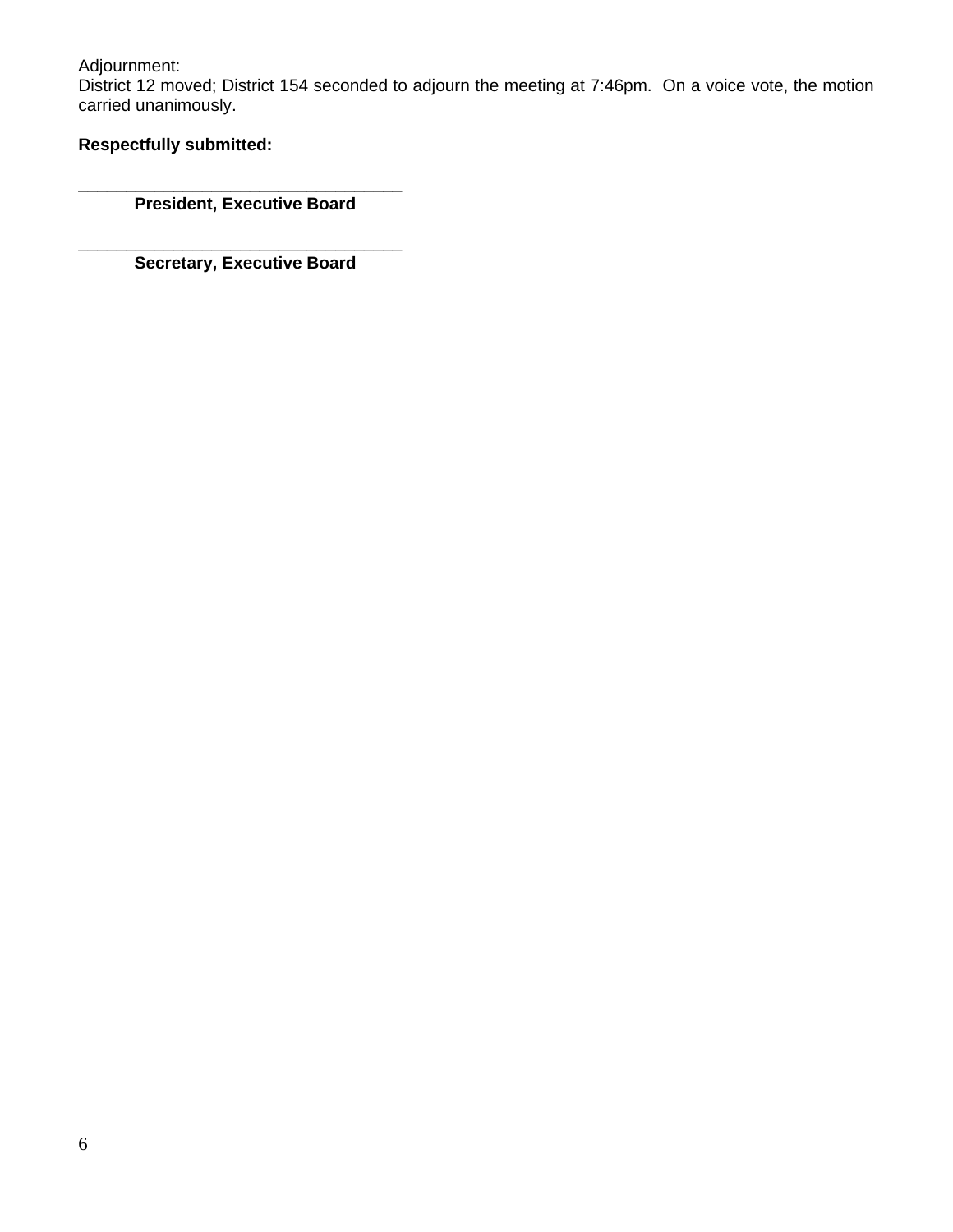Adjournment:
District 12 moved; District 154 seconded to adjourn the meeting at 7:46pm. On a voice vote, the motion carried unanimously.

**Respectfully submitted:**

\_\_\_\_\_\_\_\_\_\_\_\_\_\_\_\_\_\_\_\_\_\_\_\_\_\_\_\_\_\_\_\_\_\_\_

**President, Executive Board**

\_\_\_\_\_\_\_\_\_\_\_\_\_\_\_\_\_\_\_\_\_\_\_\_\_\_\_\_\_\_\_\_\_\_\_

**Secretary, Executive Board**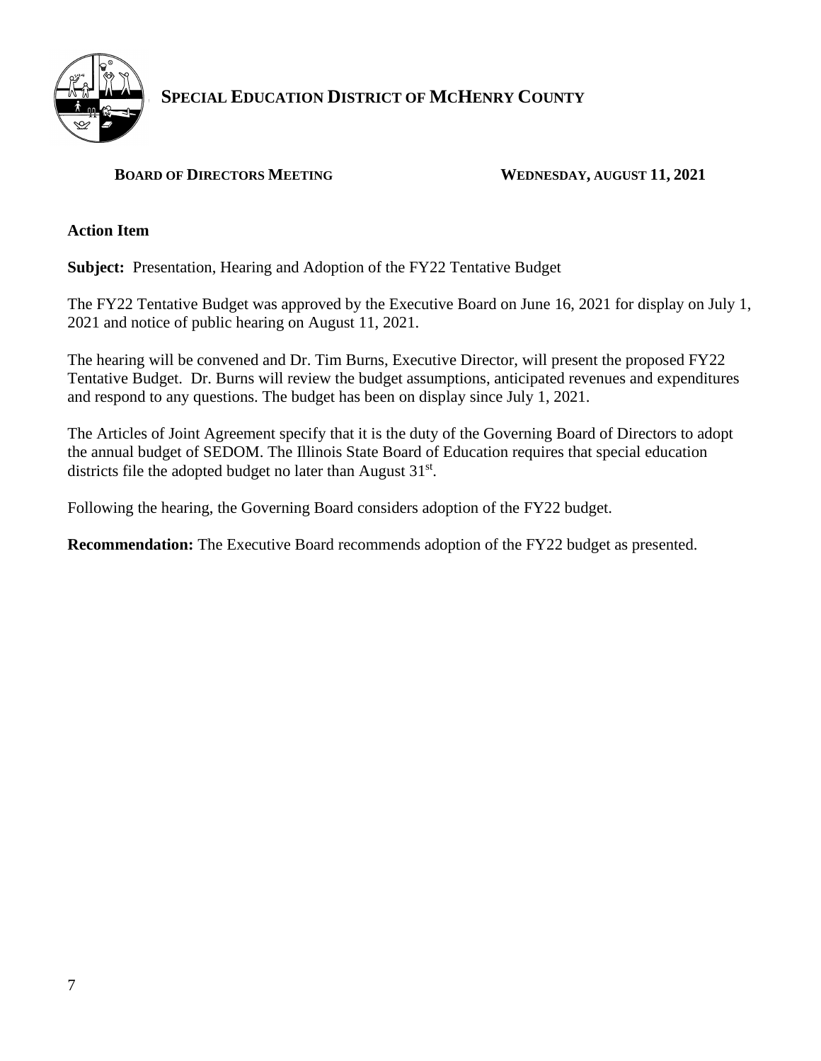# SPECIAL EDUCATION DISTRICT OF MCHENRY COUNTY

**BOARD OF DIRECTORS MEETING** **WEDNESDAY, AUGUST 11, 2021**

**Action Item**

**Subject:** Presentation, Hearing and Adoption of the FY22 Tentative Budget

The FY22 Tentative Budget was approved by the Executive Board on June 16, 2021 for display on July 1, 2021 and notice of public hearing on August 11, 2021.

The hearing will be convened and Dr. Tim Burns, Executive Director, will present the proposed FY22 Tentative Budget. Dr. Burns will review the budget assumptions, anticipated revenues and expenditures and respond to any questions. The budget has been on display since July 1, 2021.

The Articles of Joint Agreement specify that it is the duty of the Governing Board of Directors to adopt the annual budget of SEDOM. The Illinois State Board of Education requires that special education districts file the adopted budget no later than August 31st.

Following the hearing, the Governing Board considers adoption of the FY22 budget.

**Recommendation:** The Executive Board recommends adoption of the FY22 budget as presented.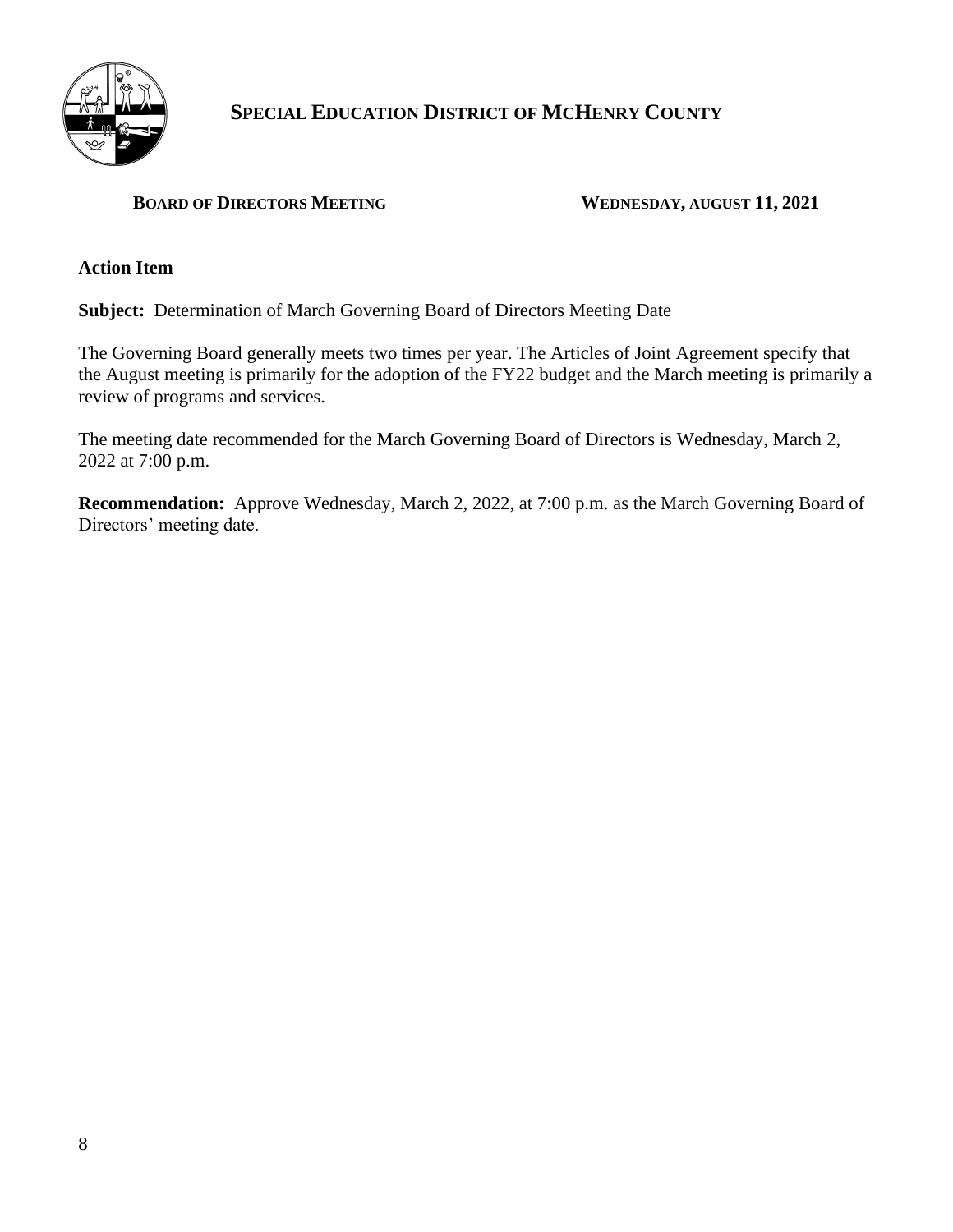# SPECIAL EDUCATION DISTRICT OF MCHENRY COUNTY

**BOARD OF DIRECTORS MEETING** **WEDNESDAY, AUGUST 11, 2021**

**Action Item**

**Subject:** Determination of March Governing Board of Directors Meeting Date

The Governing Board generally meets two times per year. The Articles of Joint Agreement specify that the August meeting is primarily for the adoption of the FY22 budget and the March meeting is primarily a review of programs and services.

The meeting date recommended for the March Governing Board of Directors is Wednesday, March 2, 2022 at 7:00 p.m.

**Recommendation:** Approve Wednesday, March 2, 2022, at 7:00 p.m. as the March Governing Board of Directors' meeting date.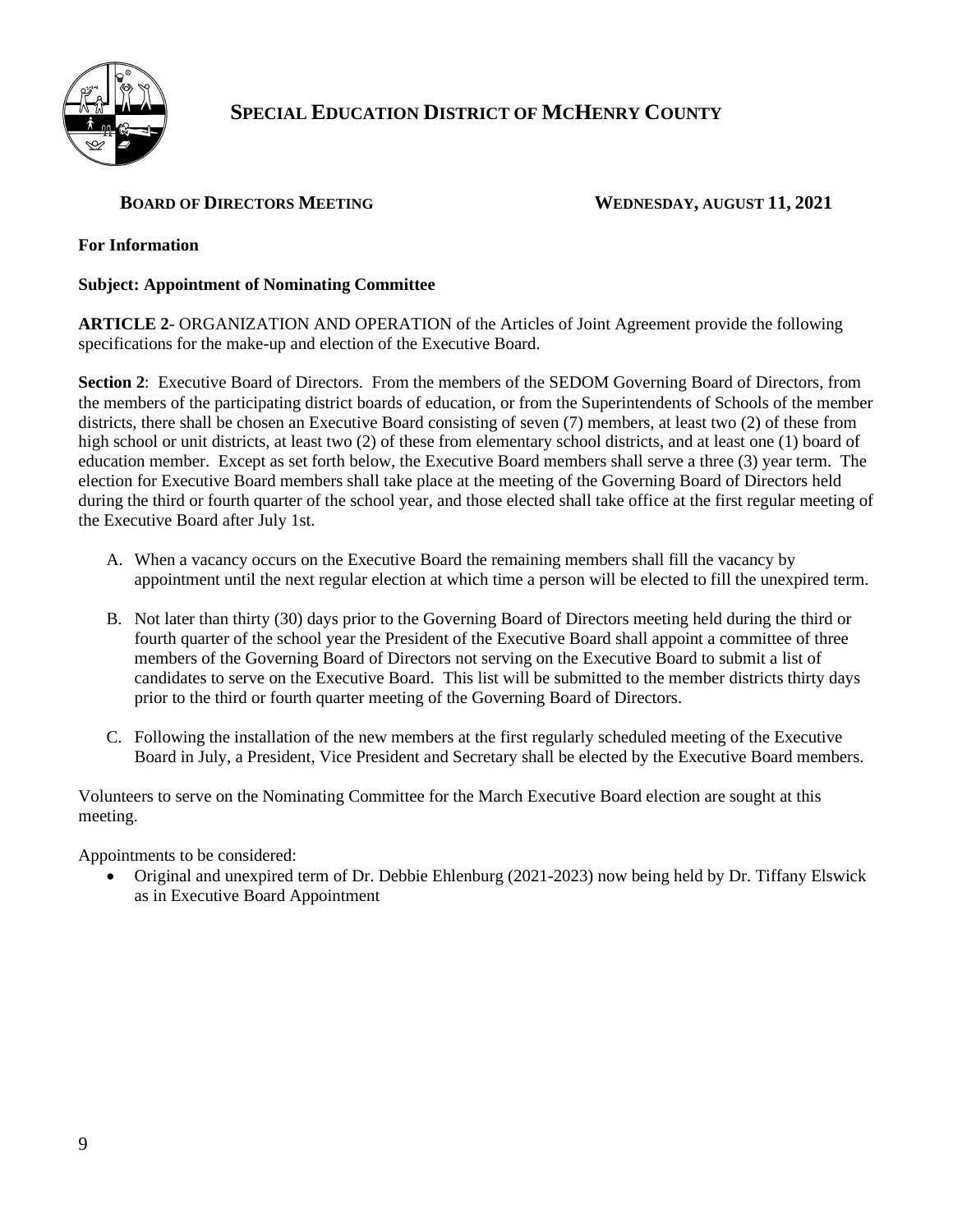# Special Education District of McHenry County

**Board of Directors Meeting** **Wednesday, August 11, 2021**

**For Information**

**Subject: Appointment of Nominating Committee**

**ARTICLE 2**- ORGANIZATION AND OPERATION of the Articles of Joint Agreement provide the following specifications for the make-up and election of the Executive Board.

**Section 2**: Executive Board of Directors. From the members of the SEDOM Governing Board of Directors, from the members of the participating district boards of education, or from the Superintendents of Schools of the member districts, there shall be chosen an Executive Board consisting of seven (7) members, at least two (2) of these from high school or unit districts, at least two (2) of these from elementary school districts, and at least one (1) board of education member. Except as set forth below, the Executive Board members shall serve a three (3) year term. The election for Executive Board members shall take place at the meeting of the Governing Board of Directors held during the third or fourth quarter of the school year, and those elected shall take office at the first regular meeting of the Executive Board after July 1st.

A. When a vacancy occurs on the Executive Board the remaining members shall fill the vacancy by appointment until the next regular election at which time a person will be elected to fill the unexpired term.

B. Not later than thirty (30) days prior to the Governing Board of Directors meeting held during the third or fourth quarter of the school year the President of the Executive Board shall appoint a committee of three members of the Governing Board of Directors not serving on the Executive Board to submit a list of candidates to serve on the Executive Board. This list will be submitted to the member districts thirty days prior to the third or fourth quarter meeting of the Governing Board of Directors.

C. Following the installation of the new members at the first regularly scheduled meeting of the Executive Board in July, a President, Vice President and Secretary shall be elected by the Executive Board members.

Volunteers to serve on the Nominating Committee for the March Executive Board election are sought at this meeting.

Appointments to be considered:

- Original and unexpired term of Dr. Debbie Ehlenburg (2021-2023) now being held by Dr. Tiffany Elswick as in Executive Board Appointment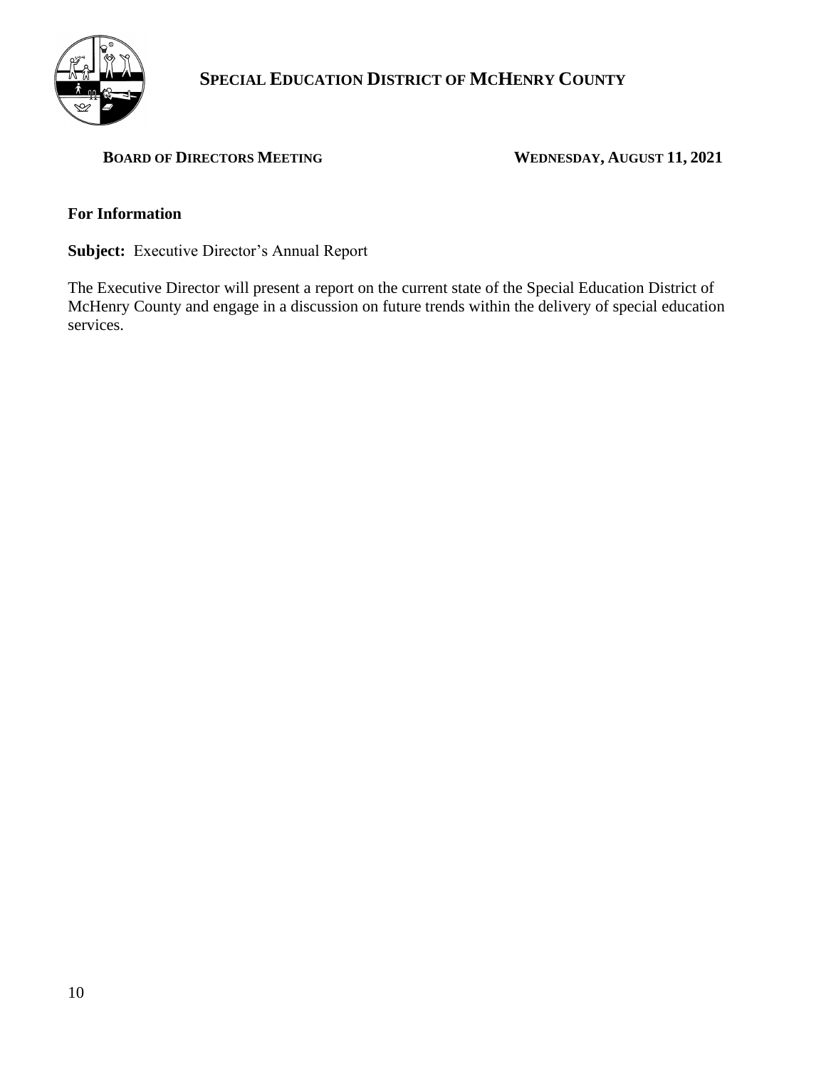# SPECIAL EDUCATION DISTRICT OF MCHENRY COUNTY

**BOARD OF DIRECTORS MEETING** **WEDNESDAY, AUGUST 11, 2021**

**For Information**

**Subject:** Executive Director's Annual Report

The Executive Director will present a report on the current state of the Special Education District of McHenry County and engage in a discussion on future trends within the delivery of special education services.